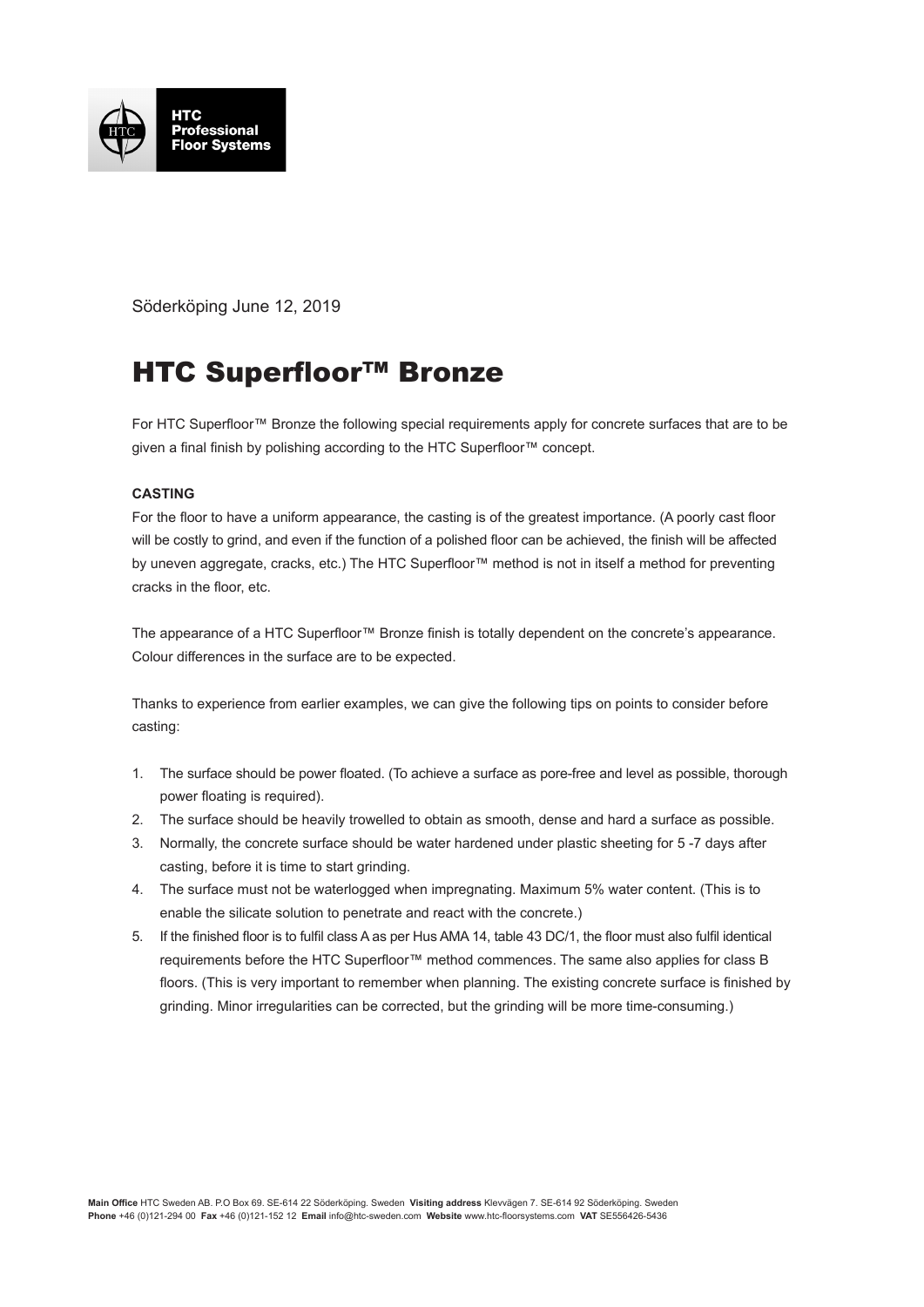HTC Professional Floor Systems

Söderköping June 12, 2019

# HTC Superfloor™ Bronze

For HTC Superfloor™ Bronze the following special requirements apply for concrete surfaces that are to be given a final finish by polishing according to the HTC Superfloor™ concept.

**CASTING**

For the floor to have a uniform appearance, the casting is of the greatest importance. (A poorly cast floor will be costly to grind, and even if the function of a polished floor can be achieved, the finish will be affected by uneven aggregate, cracks, etc.) The HTC Superfloor™ method is not in itself a method for preventing cracks in the floor, etc.

The appearance of a HTC Superfloor™ Bronze finish is totally dependent on the concrete's appearance. Colour differences in the surface are to be expected.

Thanks to experience from earlier examples, we can give the following tips on points to consider before casting:

1. The surface should be power floated. (To achieve a surface as pore-free and level as possible, thorough power floating is required).
2. The surface should be heavily trowelled to obtain as smooth, dense and hard a surface as possible.
3. Normally, the concrete surface should be water hardened under plastic sheeting for 5 -7 days after casting, before it is time to start grinding.
4. The surface must not be waterlogged when impregnating. Maximum 5% water content. (This is to enable the silicate solution to penetrate and react with the concrete.)
5. If the finished floor is to fulfil class A as per Hus AMA 14, table 43 DC/1, the floor must also fulfil identical requirements before the HTC Superfloor™ method commences. The same also applies for class B floors. (This is very important to remember when planning. The existing concrete surface is finished by grinding. Minor irregularities can be corrected, but the grinding will be more time-consuming.)

**Main Office** HTC Sweden AB. P.O Box 69. SE-614 22 Söderköping. Sweden **Visiting address** Klevvägen 7. SE-614 92 Söderköping. Sweden
**Phone** +46 (0)121-294 00 **Fax** +46 (0)121-152 12 **Email** info@htc-sweden.com **Website** www.htc-floorsystems.com **VAT** SE556426-5436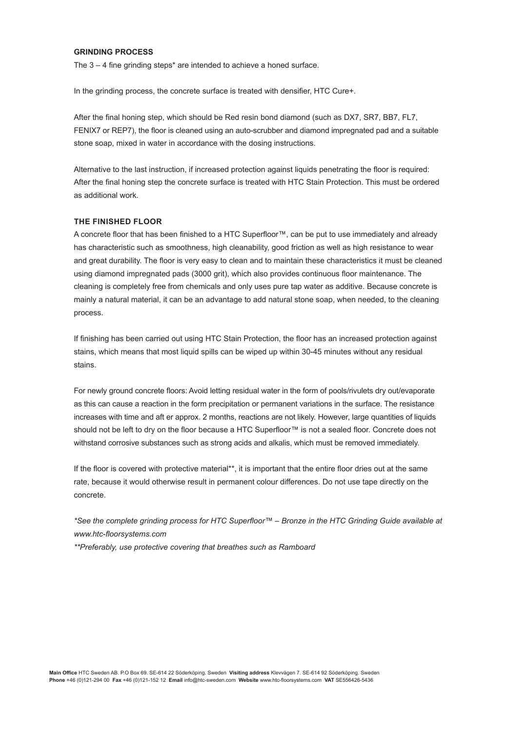## GRINDING PROCESS

The 3 – 4 fine grinding steps* are intended to achieve a honed surface.

In the grinding process, the concrete surface is treated with densifier, HTC Cure+.

After the final honing step, which should be Red resin bond diamond (such as DX7, SR7, BB7, FL7, FENIX7 or REP7), the floor is cleaned using an auto-scrubber and diamond impregnated pad and a suitable stone soap, mixed in water in accordance with the dosing instructions.

Alternative to the last instruction, if increased protection against liquids penetrating the floor is required: After the final honing step the concrete surface is treated with HTC Stain Protection. This must be ordered as additional work.

## THE FINISHED FLOOR

A concrete floor that has been finished to a HTC Superfloor™, can be put to use immediately and already has characteristic such as smoothness, high cleanability, good friction as well as high resistance to wear and great durability. The floor is very easy to clean and to maintain these characteristics it must be cleaned using diamond impregnated pads (3000 grit), which also provides continuous floor maintenance. The cleaning is completely free from chemicals and only uses pure tap water as additive. Because concrete is mainly a natural material, it can be an advantage to add natural stone soap, when needed, to the cleaning process.

If finishing has been carried out using HTC Stain Protection, the floor has an increased protection against stains, which means that most liquid spills can be wiped up within 30-45 minutes without any residual stains.

For newly ground concrete floors: Avoid letting residual water in the form of pools/rivulets dry out/evaporate as this can cause a reaction in the form precipitation or permanent variations in the surface. The resistance increases with time and aft er approx. 2 months, reactions are not likely. However, large quantities of liquids should not be left to dry on the floor because a HTC Superfloor™ is not a sealed floor. Concrete does not withstand corrosive substances such as strong acids and alkalis, which must be removed immediately.

If the floor is covered with protective material**, it is important that the entire floor dries out at the same rate, because it would otherwise result in permanent colour differences. Do not use tape directly on the concrete.

*\*See the complete grinding process for HTC Superfloor™ – Bronze in the HTC Grinding Guide available at www.htc-floorsystems.com*

*\*\*Preferably, use protective covering that breathes such as Ramboard*

**Main Office** HTC Sweden AB. P.O Box 69. SE-614 22 Söderköping. Sweden **Visiting address** Klevvägen 7. SE-614 92 Söderköping. Sweden
**Phone** +46 (0)121-294 00 **Fax** +46 (0)121-152 12 **Email** info@htc-sweden.com **Website** www.htc-floorsystems.com **VAT** SE556426-5436